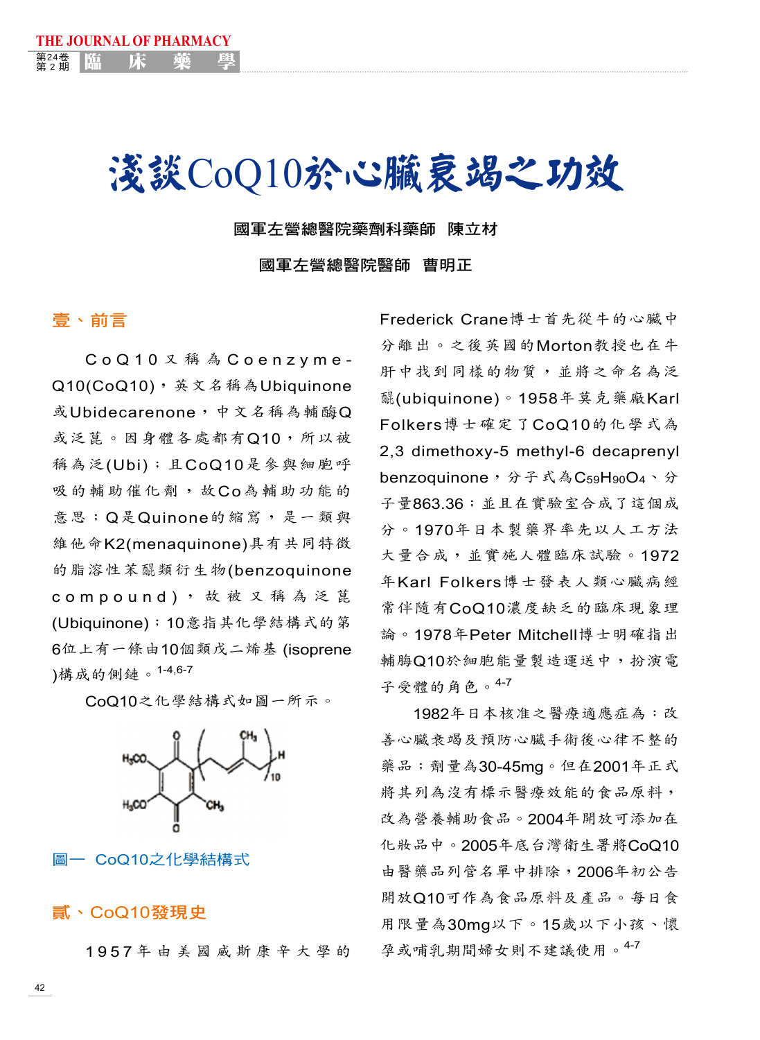# 淺談CoQ10於心臟衰竭之功效

國軍左營總醫院藥劑科藥師 陳立材

國軍左營總醫院醫師 曹明正

## 壹、前言

CoQ10又稱為Coenzyme-Q10(CoQ10)，英文名稱為Ubiquinone或Ubidecarenone，中文名稱為輔酶Q或泛苣。因身體各處都有Q10，所以被稱為泛(Ubi)；且CoQ10是參與細胞呼吸的輔助催化劑，故Co為輔助功能的意思；Q是Quinone的縮寫，是一類與維他命K2(menaquinone)具有共同特徵的脂溶性苯醌類衍生物(benzoquinone compound)，故被又稱為泛苣(Ubiquinone)；10意指其化學結構式的第6位上有一條由10個類戊二烯基 (isoprene)構成的側鏈。[1-4,6-7]

CoQ10之化學結構式如圖一所示。

圖一 CoQ10之化學結構式

## 貳、CoQ10發現史

1957年由美國威斯康辛大學的Frederick Crane博士首先從牛的心臟中分離出。之後英國的Morton教授也在牛肝中找到同樣的物質，並將之命名為泛醌(ubiquinone)。1958年莫克藥廠Karl Folkers博士確定了CoQ10的化學式為2,3 dimethoxy-5 methyl-6 decaprenyl benzoquinone，分子式為$C_{59}H_{90}O_4$、分子量863.36；並且在實驗室合成了這個成分。1970年日本製藥界率先以人工方法大量合成，並實施人體臨床試驗。1972年Karl Folkers博士發表人類心臟病經常伴隨有CoQ10濃度缺乏的臨床現象理論。1978年Peter Mitchell博士明確指出輔酶Q10於細胞能量製造運送中，扮演電子受體的角色。[4-7]

1982年日本核准之醫療適應症為：改善心臟衰竭及預防心臟手術後心律不整的藥品；劑量為30-45mg。但在2001年正式將其列為沒有標示醫療效能的食品原料，改為營養輔助食品。2004年開放可添加在化妝品中。2005年底台灣衛生署將CoQ10由醫藥品列管名單中排除，2006年初公告開放Q10可作為食品原料及產品。每日食用限量為30mg以下。15歲以下小孩、懷孕或哺乳期間婦女則不建議使用。[4-7]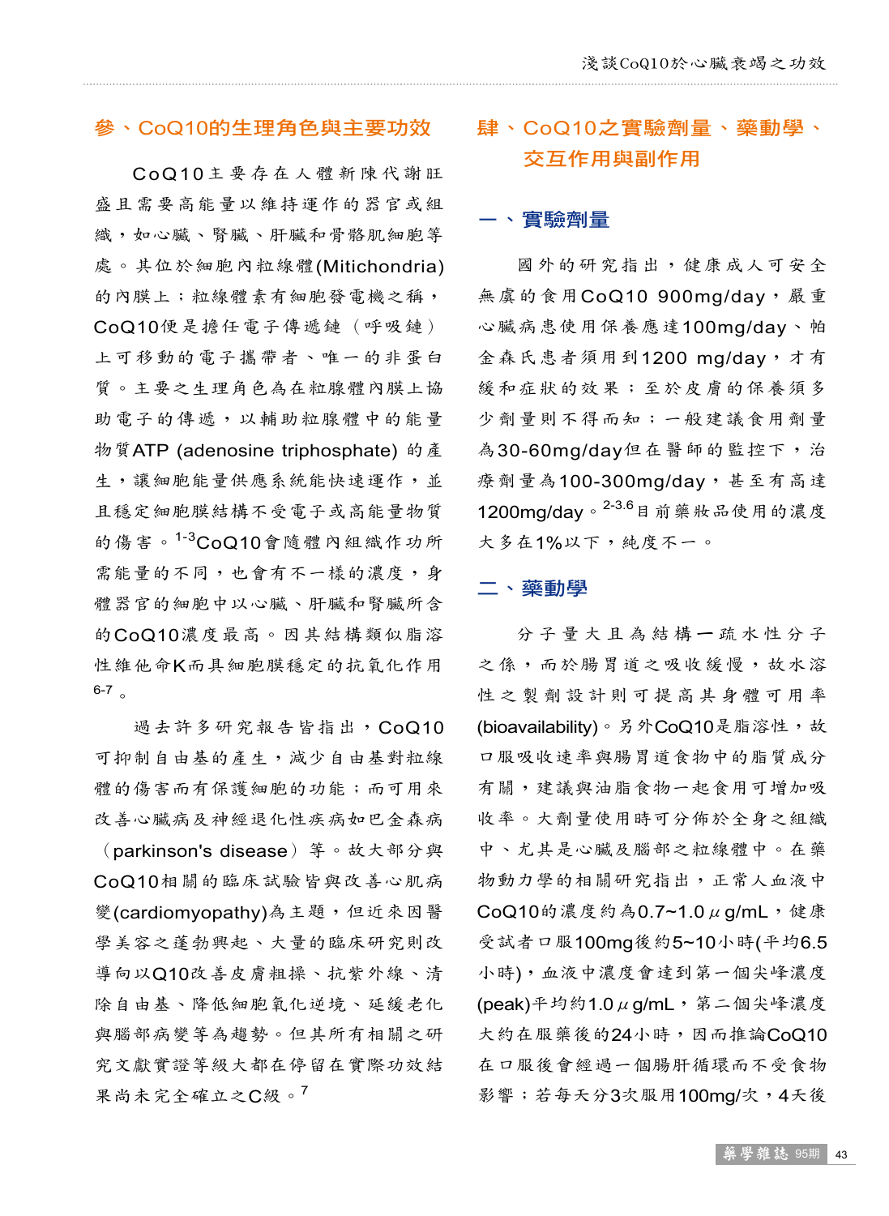## 參、CoQ10的生理角色與主要功效

CoQ10主要存在人體新陳代謝旺盛且需要高能量以維持運作的器官或組織，如心臟、腎臟、肝臟和骨骼肌細胞等處。其位於細胞內粒線體(Mitichondria)的內膜上；粒線體素有細胞發電機之稱，CoQ10便是擔任電子傳遞鏈（呼吸鏈）上可移動的電子攜帶者、唯一的非蛋白質。主要之生理角色為在粒腺體內膜上協助電子的傳遞，以輔助粒腺體中的能量物質ATP (adenosine triphosphate) 的產生，讓細胞能量供應系統能快速運作，並且穩定細胞膜結構不受電子或高能量物質的傷害。[1-3]CoQ10會隨體內組織作功所需能量的不同，也會有不一樣的濃度，身體器官的細胞中以心臟、肝臟和腎臟所含的CoQ10濃度最高。因其結構類似脂溶性維他命K而具細胞膜穩定的抗氧化作用[6-7]。

過去許多研究報告皆指出，CoQ10可抑制自由基的產生，減少自由基對粒線體的傷害而有保護細胞的功能；而可用來改善心臟病及神經退化性疾病如巴金森病（parkinson's disease）等。故大部分與CoQ10相關的臨床試驗皆與改善心肌病變(cardiomyopathy)為主題，但近來因醫學美容之蓬勃興起、大量的臨床研究則改導向以Q10改善皮膚粗操、抗紫外線、清除自由基、降低細胞氧化逆境、延緩老化與腦部病變等為趨勢。但其所有相關之研究文獻實證等級大都在停留在實際功效結果尚未完全確立之C級。[7]

## 肆、CoQ10之實驗劑量、藥動學、交互作用與副作用

### 一、實驗劑量

國外的研究指出，健康成人可安全無虞的食用CoQ10 900mg/day，嚴重心臟病患使用保養應達100mg/day、帕金森氏患者須用到1200 mg/day，才有緩和症狀的效果；至於皮膚的保養須多少劑量則不得而知；一般建議食用劑量為30-60mg/day但在醫師的監控下，治療劑量為100-300mg/day，甚至有高達1200mg/day。[2-3,6]目前藥妝品使用的濃度大多在1%以下，純度不一。

### 二、藥動學

分子量大且為結構一疏水性分子之係，而於腸胃道之吸收緩慢，故水溶性之製劑設計則可提高其身體可用率(bioavailability)。另外CoQ10是脂溶性，故口服吸收速率與腸胃道食物中的脂質成分有關，建議與油脂食物一起食用可增加吸收率。大劑量使用時可分佈於全身之組織中、尤其是心臟及腦部之粒線體中。在藥物動力學的相關研究指出，正常人血液中CoQ10的濃度約為0.7~1.0μg/mL，健康受試者口服100mg後約5~10小時(平均6.5小時)，血液中濃度會達到第一個尖峰濃度(peak)平均約1.0μg/mL，第二個尖峰濃度大約在服藥後的24小時，因而推論CoQ10在口服後會經過一個腸肝循環而不受食物影響；若每天分3次服用100mg/次，4天後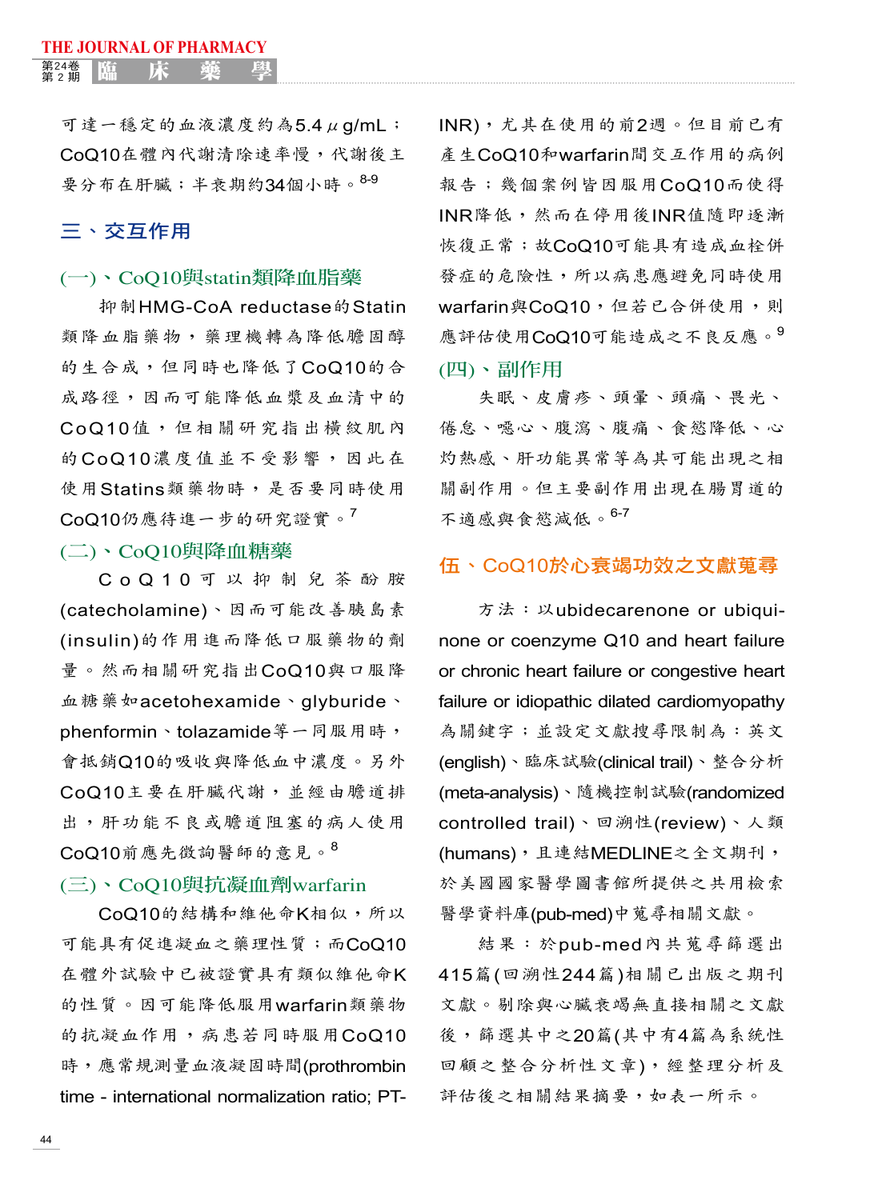可達一穩定的血液濃度約為5.4 μg/mL；CoQ10在體內代謝清除速率慢，代謝後主要分布在肝臟；半衰期約34個小時。[8-9]

## 三、交互作用

### (一)、CoQ10與statin類降血脂藥

抑制HMG-CoA reductase的Statin類降血脂藥物，藥理機轉為降低膽固醇的生合成，但同時也降低了CoQ10的合成路徑，因而可能降低血漿及血清中的CoQ10值，但相關研究指出橫紋肌內的CoQ10濃度值並不受影響，因此在使用Statins類藥物時，是否要同時使用CoQ10仍應待進一步的研究證實。[7]

### (二)、CoQ10與降血糖藥

CoQ10可以抑制兒茶酚胺(catecholamine)、因而可能改善胰島素(insulin)的作用進而降低口服藥物的劑量。然而相關研究指出CoQ10與口服降血糖藥如acetohexamide、glyburide、phenformin、tolazamide等一同服用時，會抵銷Q10的吸收與降低血中濃度。另外CoQ10主要在肝臟代謝，並經由膽道排出，肝功能不良或膽道阻塞的病人使用CoQ10前應先徵詢醫師的意見。[8]

### (三)、CoQ10與抗凝血劑warfarin

CoQ10的結構和維他命K相似，所以可能具有促進凝血之藥理性質；而CoQ10在體外試驗中已被證實具有類似維他命K的性質。因可能降低服用warfarin類藥物的抗凝血作用，病患若同時服用CoQ10時，應常規測量血液凝固時間(prothrombin time - international normalization ratio; PT-INR)，尤其在使用的前2週。但目前已有產生CoQ10和warfarin間交互作用的病例報告；幾個案例皆因服用CoQ10而使得INR降低，然而在停用後INR值隨即逐漸恢復正常；故CoQ10可能具有造成血栓併發症的危險性，所以病患應避免同時使用warfarin與CoQ10，但若已合併使用，則應評估使用CoQ10可能造成之不良反應。[9]

### (四)、副作用

失眠、皮膚疹、頭暈、頭痛、畏光、倦怠、噁心、腹瀉、腹痛、食慾降低、心灼熱感、肝功能異常等為其可能出現之相關副作用。但主要副作用出現在腸胃道的不適感與食慾減低。[6-7]

## 伍、CoQ10於心衰竭功效之文獻蒐尋

方法：以ubidecarenone or ubiquinone or coenzyme Q10 and heart failure or chronic heart failure or congestive heart failure or idiopathic dilated cardiomyopathy為關鍵字；並設定文獻搜尋限制為：英文(english)、臨床試驗(clinical trail)、整合分析(meta-analysis)、隨機控制試驗(randomized controlled trail)、回溯性(review)、人類(humans)，且連結MEDLINE之全文期刊，於美國國家醫學圖書館所提供之共用檢索醫學資料庫(pub-med)中蒐尋相關文獻。

結果：於pub-med內共蒐尋篩選出415篇(回溯性244篇)相關已出版之期刊文獻。剔除與心臟衰竭無直接相關之文獻後，篩選其中之20篇(其中有4篇為系統性回顧之整合分析性文章)，經整理分析及評估後之相關結果摘要，如表一所示。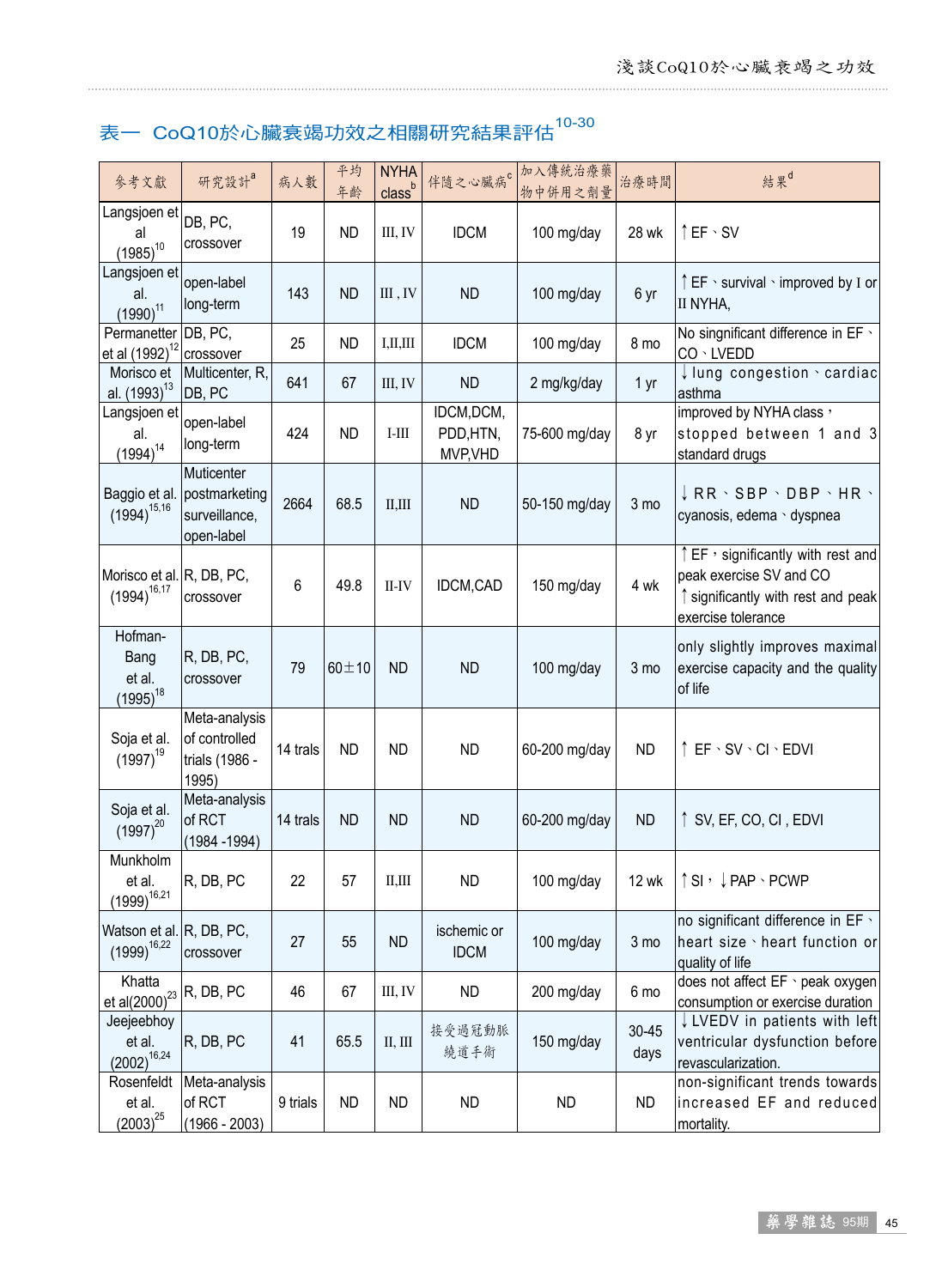表一　CoQ10於心臟衰竭功效之相關研究結果評估[10-30]

| 參考文獻 | 研究設計[a] | 病人數 | 平均年齡 | NYHA class[b] | 伴隨之心臟病[c] | 加入傳統治療藥物中併用之劑量 | 治療時間 | 結果[d] |
|---|---|---|---|---|---|---|---|---|
| Langsjoen et al (1985)[10] | DB, PC, crossover | 19 | ND | III, IV | IDCM | 100 mg/day | 28 wk | ↑EF、SV |
| Langsjoen et al. (1990)[11] | open-label long-term | 143 | ND | III , IV | ND | 100 mg/day | 6 yr | ↑EF、survival、improved by I or II NYHA, |
| Permanetter et al (1992)[12] | DB, PC, crossover | 25 | ND | I,II,III | IDCM | 100 mg/day | 8 mo | No significant difference in EF、CO、LVEDD |
| Morisco et al. (1993)[13] | Multicenter, R, DB, PC | 641 | 67 | III, IV | ND | 2 mg/kg/day | 1 yr | ↓lung congestion、cardiac asthma |
| Langsjoen et al. (1994)[14] | open-label long-term | 424 | ND | I-III | IDCM,DCM, PDD,HTN, MVP,VHD | 75-600 mg/day | 8 yr | improved by NYHA class，stopped between 1 and 3 standard drugs |
| Baggio et al. (1994)[15,16] | Muticenter postmarketing surveillance, open-label | 2664 | 68.5 | II,III | ND | 50-150 mg/day | 3 mo | ↓RR、SBP、DBP、HR、cyanosis, edema、dyspnea |
| Morisco et al. (1994)[16,17] | R, DB, PC, crossover | 6 | 49.8 | II-IV | IDCM,CAD | 150 mg/day | 4 wk | ↑EF，significantly with rest and peak exercise SV and CO ↑significantly with rest and peak exercise tolerance |
| Hofman-Bang et al. (1995)[18] | R, DB, PC, crossover | 79 | 60±10 | ND | ND | 100 mg/day | 3 mo | only slightly improves maximal exercise capacity and the quality of life |
| Soja et al. (1997)[19] | Meta-analysis of controlled trials (1986 - 1995) | 14 trals | ND | ND | ND | 60-200 mg/day | ND | ↑ EF、SV、CI、EDVI |
| Soja et al. (1997)[20] | Meta-analysis of RCT (1984 -1994) | 14 trals | ND | ND | ND | 60-200 mg/day | ND | ↑ SV, EF, CO, CI , EDVI |
| Munkholm et al. (1999)[16,21] | R, DB, PC | 22 | 57 | II,III | ND | 100 mg/day | 12 wk | ↑SI，↓PAP、PCWP |
| Watson et al. (1999)[16,22] | R, DB, PC, crossover | 27 | 55 | ND | ischemic or IDCM | 100 mg/day | 3 mo | no significant difference in EF、heart size、heart function or quality of life |
| Khatta et al(2000)[23] | R, DB, PC | 46 | 67 | III, IV | ND | 200 mg/day | 6 mo | does not affect EF、peak oxygen consumption or exercise duration |
| Jeejeebhoy et al. (2002)[16,24] | R, DB, PC | 41 | 65.5 | II, III | 接受過冠動脈繞道手術 | 150 mg/day | 30-45 days | ↓LVEDV in patients with left ventricular dysfunction before revascularization. |
| Rosenfeldt et al. (2003)[25] | Meta-analysis of RCT (1966 - 2003) | 9 trials | ND | ND | ND | ND | ND | non-significant trends towards increased EF and reduced mortality. |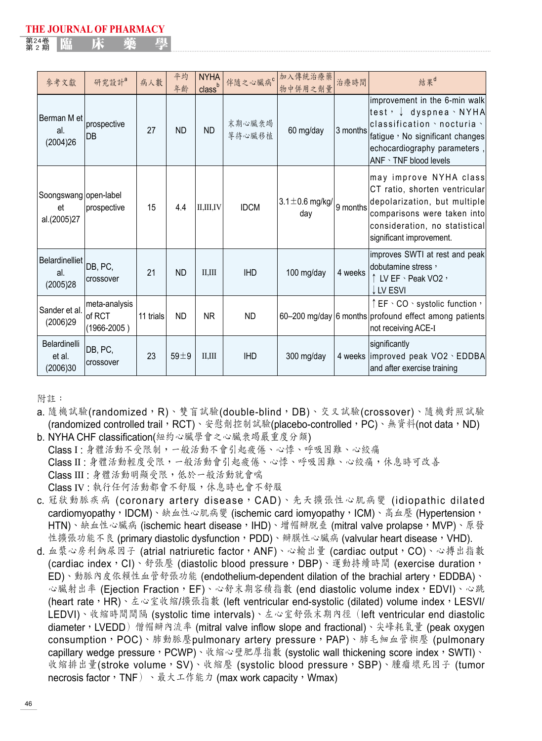| 參考文獻 | 研究設計[a] | 病人數 | 平均年齡 | NYHA class[b] | 伴隨之心臟病[c] | 加入傳統治療藥物中併用之劑量 | 治療時間 | 結果[d] |
|---|---|---|---|---|---|---|---|---|
| Berman M et al. (2004)26 | prospective DB | 27 | ND | ND | 末期心臟衰竭等待心臟移植 | 60 mg/day | 3 months | improvement in the 6-min walk test，↓ dyspnea、NYHA classification、nocturia、fatigue，No significant changes echocardiography parameters , ANF、TNF blood levels |
| Soongswang et al.(2005)27 | open-label prospective | 15 | 4.4 | II,III,IV | IDCM | 3.1±0.6 mg/kg/day | 9 months | may improve NYHA class CT ratio, shorten ventricular depolarization, but multiple comparisons were taken into consideration, no statistical significant improvement. |
| Belardinelliet al. (2005)28 | DB, PC, crossover | 21 | ND | II,III | IHD | 100 mg/day | 4 weeks | improves SWTI at rest and peak dobutamine stress，↑ LV EF、Peak VO2，↓LV ESVI |
| Sander et al. (2006)29 | meta-analysis of RCT (1966-2005 ) | 11 trials | ND | NR | ND | 60–200 mg/day | 6 months | ↑EF、CO、systolic function，profound effect among patients not receiving ACE-I |
| Belardinelli et al. (2006)30 | DB, PC, crossover | 23 | 59±9 | II,III | IHD | 300 mg/day | 4 weeks | significantly improved peak VO2、EDDBA and after exercise training |

附註：

a. 隨機試驗(randomized，R)、雙盲試驗(double-blind，DB)、交叉試驗(crossover)、隨機對照試驗(randomized controlled trail，RCT)、安慰劑控制試驗(placebo-controlled，PC)、無資料(not data，ND)

b. NYHA CHF classification(紐約心臟學會之心臟衰竭嚴重度分類)
   Class I : 身體活動不受限制，一般活動不會引起疲倦、心悸、呼吸困難、心絞痛
   Class II : 身體活動輕度受限，一般活動會引起疲倦、心悸、呼吸困難、心絞痛，休息時可改善
   Class III : 身體活動明顯受限，低於一般活動就會喘
   Class IV : 執行任何活動都會不舒服，休息時也會不舒服

c. 冠狀動脈疾病 (coronary artery disease，CAD)、先天擴張性心肌病變 (idiopathic dilated cardiomyopathy，IDCM)、缺血性心肌病變 (ischemic card iomyopathy，ICM)、高血壓 (Hypertension，HTN)、缺血性心臟病 (ischemic heart disease，IHD)、增帽瓣脫垂 (mitral valve prolapse，MVP)、原發性擴張功能不良 (primary diastolic dysfunction，PDD)、瓣膜性心臟病 (valvular heart disease，VHD).

d. 血漿心房利鈉尿因子 (atrial natriuretic factor，ANF)、心輸出量 (cardiac output，CO)、心搏出指數 (cardiac index，CI)、舒張壓 (diastolic blood pressure，DBP)、運動持續時間 (exercise duration，ED)、動脈內皮依賴性血管舒張功能 (endothelium-dependent dilation of the brachial artery，EDDBA)、心臟射出率 (Ejection Fraction，EF)、心舒末期容積指數 (end diastolic volume index，EDVI)、心跳 (heart rate，HR)、左心室收縮/擴張指數 (left ventricular end-systolic (dilated) volume index，LESVI/LEDVI)、收縮時間間隔 (systolic time intervals)、左心室舒張末期內徑（left ventricular end diastolic diameter，LVEDD）僧帽瓣內流率 (mitral valve inflow slope and fractional)、尖峰耗氧量 (peak oxygen consumption，POC)、肺動脈壓pulmonary artery pressure，PAP)、肺毛細血管楔壓 (pulmonary capillary wedge pressure，PCWP)、收縮心壁肥厚指數 (systolic wall thickening score index，SWTI)、收縮排出量(stroke volume，SV)、收縮壓 (systolic blood pressure，SBP)、腫瘤壞死因子 (tumor necrosis factor，TNF）、最大工作能力 (max work capacity，Wmax)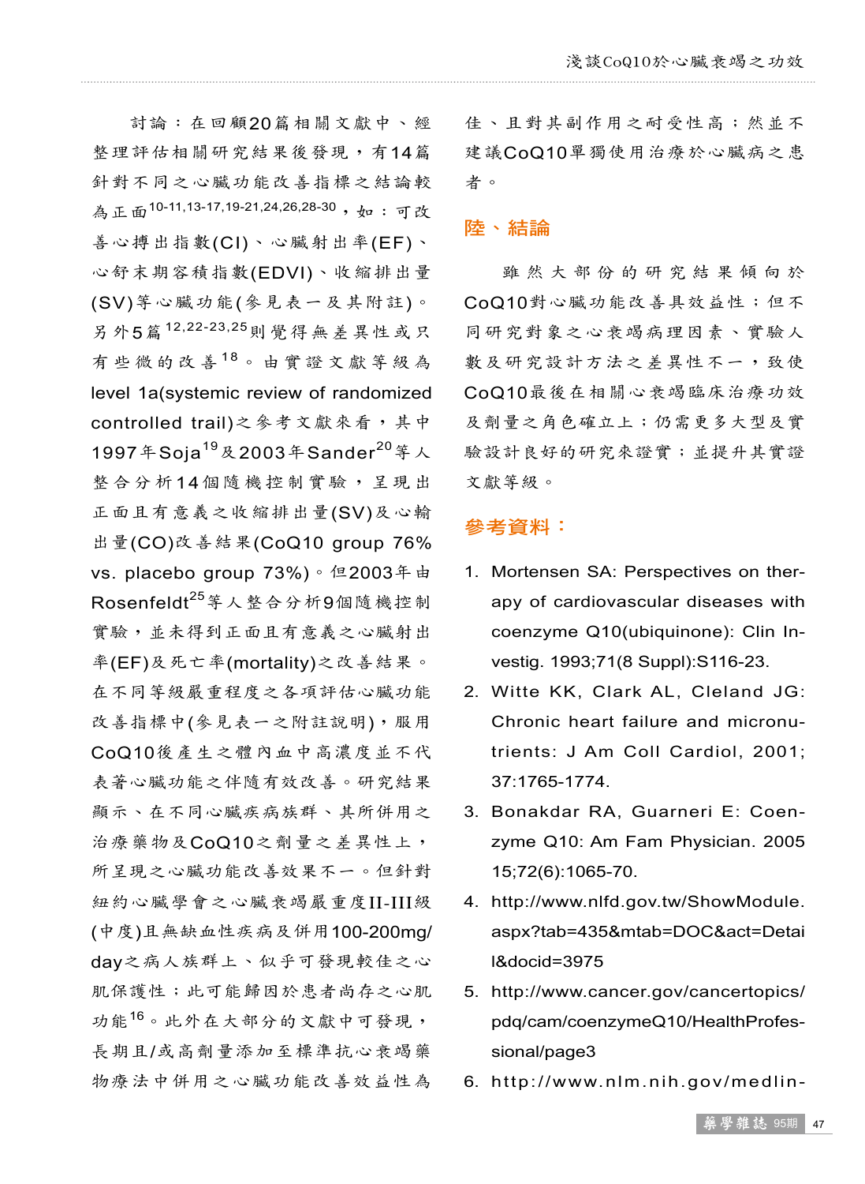討論：在回顧20篇相關文獻中、經整理評估相關研究結果後發現，有14篇針對不同之心臟功能改善指標之結論較為正面[10-11,13-17,19-21,24,26,28-30]，如：可改善心搏出指數(CI)、心臟射出率(EF)、心舒末期容積指數(EDVI)、收縮排出量(SV)等心臟功能(參見表一及其附註)。另外5篇[12,22-23,25]則覺得無差異性或只有些微的改善[18]。由實證文獻等級為level 1a(systemic review of randomized controlled trail)之參考文獻來看，其中1997年Soja[19]及2003年Sander[20]等人整合分析14個隨機控制實驗，呈現出正面且有意義之收縮排出量(SV)及心輸出量(CO)改善結果(CoQ10 group 76% vs. placebo group 73%)。但2003年由Rosenfeldt[25]等人整合分析9個隨機控制實驗，並未得到正面且有意義之心臟射出率(EF)及死亡率(mortality)之改善結果。在不同等級嚴重程度之各項評估心臟功能改善指標中(參見表一之附註說明)，服用CoQ10後產生之體內血中高濃度並不代表著心臟功能之伴隨有效改善。研究結果顯示、在不同心臟疾病族群、其所併用之治療藥物及CoQ10之劑量之差異性上，所呈現之心臟功能改善效果不一。但針對紐約心臟學會之心臟衰竭嚴重度II-III級(中度)且無缺血性疾病及併用100-200mg/day之病人族群上、似乎可發現較佳之心肌保護性；此可能歸因於患者尚存之心肌功能[16]。此外在大部分的文獻中可發現，長期且/或高劑量添加至標準抗心衰竭藥物療法中併用之心臟功能改善效益性為佳、且對其副作用之耐受性高；然並不建議CoQ10單獨使用治療於心臟病之患者。

## 陸、結論

雖然大部份的研究結果傾向於CoQ10對心臟功能改善具效益性；但不同研究對象之心衰竭病理因素、實驗人數及研究設計方法之差異性不一，致使CoQ10最後在相關心衰竭臨床治療功效及劑量之角色確立上；仍需更多大型及實驗設計良好的研究來證實；並提升其實證文獻等級。

## 參考資料：

1. Mortensen SA: Perspectives on therapy of cardiovascular diseases with coenzyme Q10(ubiquinone): Clin Investig. 1993;71(8 Suppl):S116-23.
2. Witte KK, Clark AL, Cleland JG: Chronic heart failure and micronutrients: J Am Coll Cardiol, 2001; 37:1765-1774.
3. Bonakdar RA, Guarneri E: Coenzyme Q10: Am Fam Physician. 2005 15;72(6):1065-70.
4. http://www.nlfd.gov.tw/ShowModule.aspx?tab=435&mtab=DOC&act=Detail&docid=3975
5. http://www.cancer.gov/cancertopics/pdq/cam/coenzymeQ10/HealthProfessional/page3
6. http://www.nlm.nih.gov/medlin-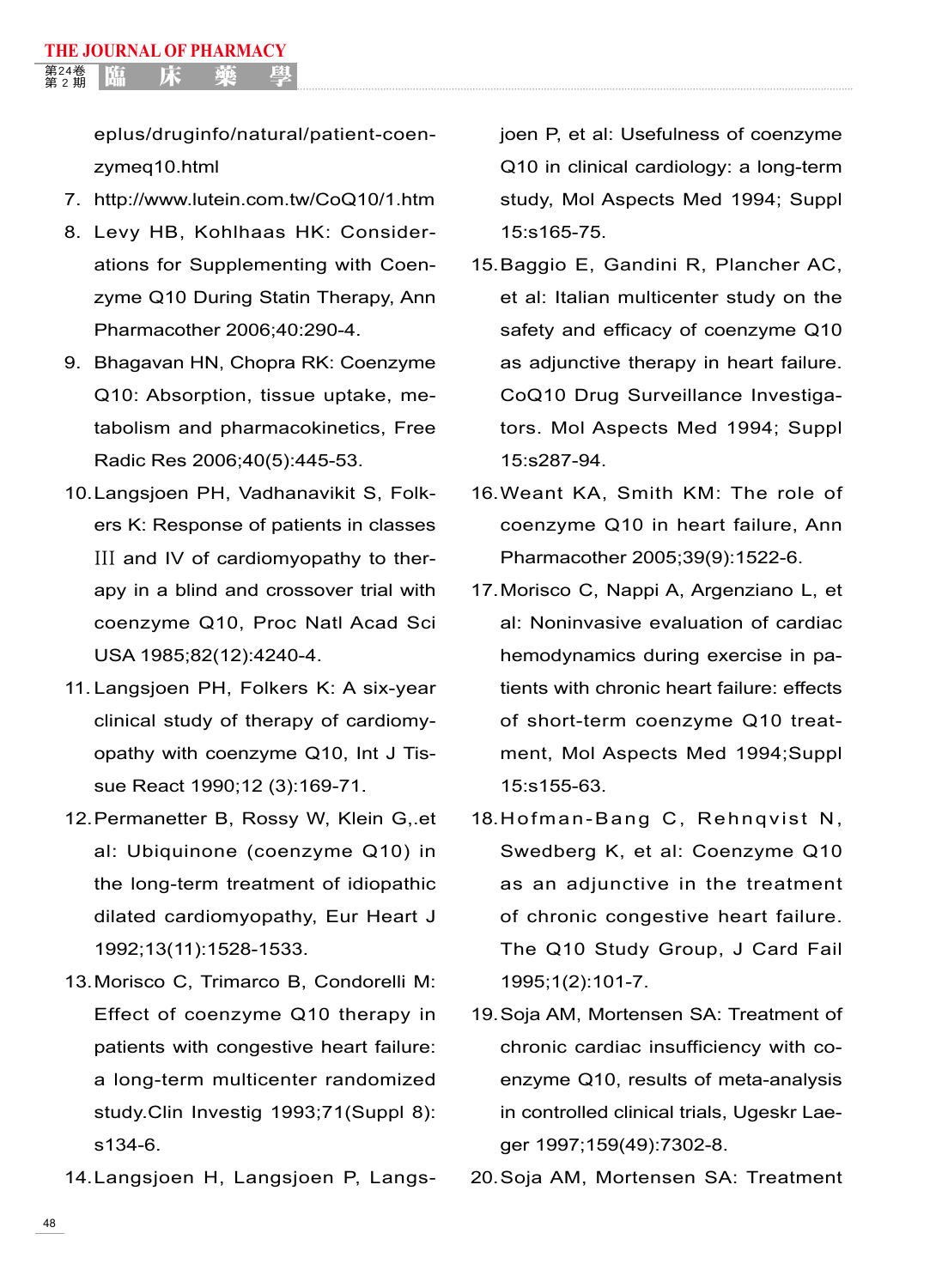eplus/druginfo/natural/patient-coenzymeq10.html

7. http://www.lutein.com.tw/CoQ10/1.htm
8. Levy HB, Kohlhaas HK: Considerations for Supplementing with Coenzyme Q10 During Statin Therapy, Ann Pharmacother 2006;40:290-4.
9. Bhagavan HN, Chopra RK: Coenzyme Q10: Absorption, tissue uptake, metabolism and pharmacokinetics, Free Radic Res 2006;40(5):445-53.
10. Langsjoen PH, Vadhanavikit S, Folkers K: Response of patients in classes Ⅲ and Ⅳ of cardiomyopathy to therapy in a blind and crossover trial with coenzyme Q10, Proc Natl Acad Sci USA 1985;82(12):4240-4.
11. Langsjoen PH, Folkers K: A six-year clinical study of therapy of cardiomyopathy with coenzyme Q10, Int J Tissue React 1990;12 (3):169-71.
12. Permanetter B, Rossy W, Klein G,.et al: Ubiquinone (coenzyme Q10) in the long-term treatment of idiopathic dilated cardiomyopathy, Eur Heart J 1992;13(11):1528-1533.
13. Morisco C, Trimarco B, Condorelli M: Effect of coenzyme Q10 therapy in patients with congestive heart failure: a long-term multicenter randomized study.Clin Investig 1993;71(Suppl 8): s134-6.
14. Langsjoen H, Langsjoen P, Langsjoen P, et al: Usefulness of coenzyme Q10 in clinical cardiology: a long-term study, Mol Aspects Med 1994; Suppl 15:s165-75.
15. Baggio E, Gandini R, Plancher AC, et al: Italian multicenter study on the safety and efficacy of coenzyme Q10 as adjunctive therapy in heart failure. CoQ10 Drug Surveillance Investigators. Mol Aspects Med 1994; Suppl 15:s287-94.
16. Weant KA, Smith KM: The role of coenzyme Q10 in heart failure, Ann Pharmacother 2005;39(9):1522-6.
17. Morisco C, Nappi A, Argenziano L, et al: Noninvasive evaluation of cardiac hemodynamics during exercise in patients with chronic heart failure: effects of short-term coenzyme Q10 treatment, Mol Aspects Med 1994;Suppl 15:s155-63.
18. Hofman-Bang C, Rehnqvist N, Swedberg K, et al: Coenzyme Q10 as an adjunctive in the treatment of chronic congestive heart failure. The Q10 Study Group, J Card Fail 1995;1(2):101-7.
19. Soja AM, Mortensen SA: Treatment of chronic cardiac insufficiency with coenzyme Q10, results of meta-analysis in controlled clinical trials, Ugeskr Laeger 1997;159(49):7302-8.
20. Soja AM, Mortensen SA: Treatment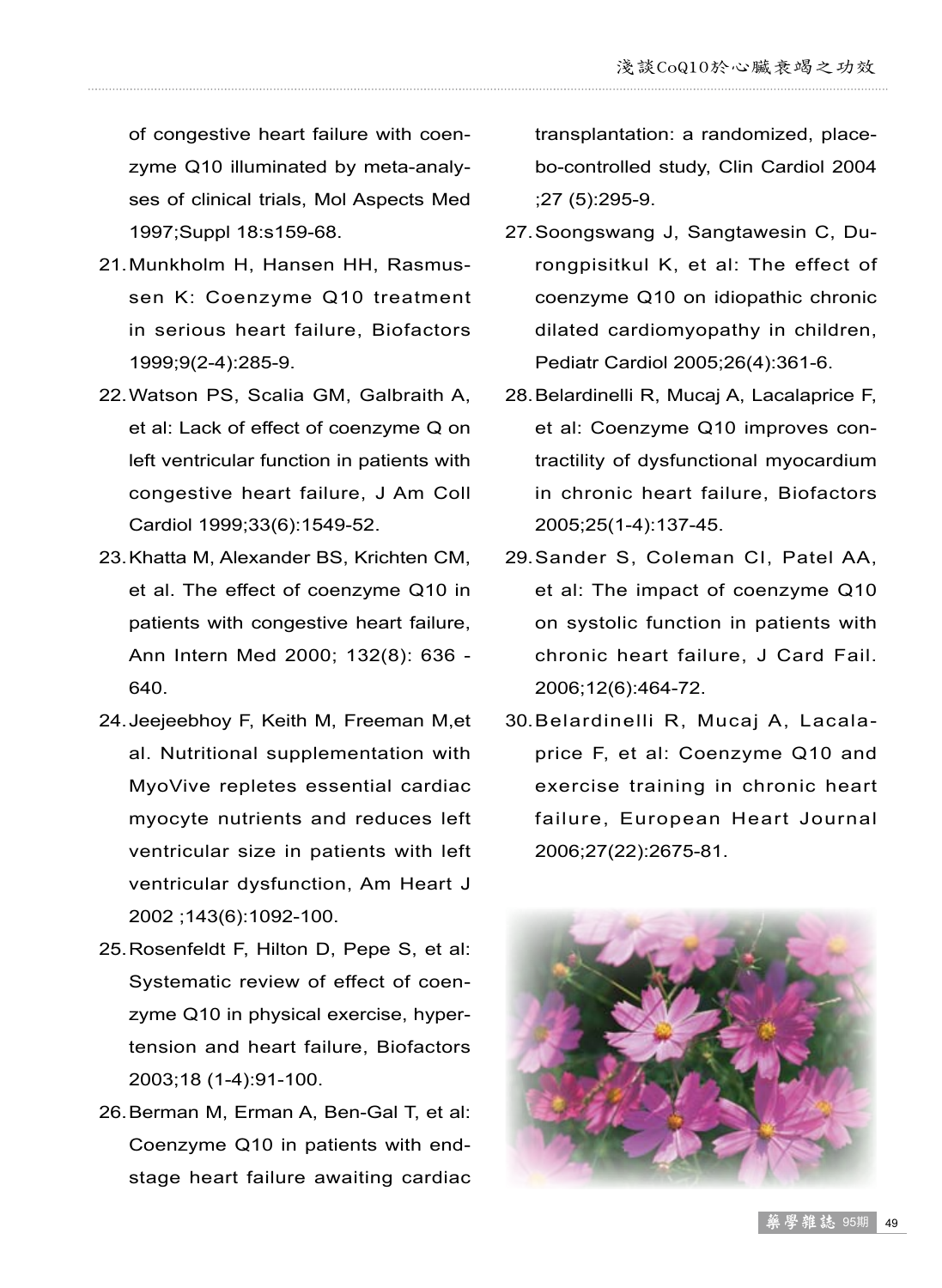of congestive heart failure with coenzyme Q10 illuminated by meta-analyses of clinical trials, Mol Aspects Med 1997;Suppl 18:s159-68.

21. Munkholm H, Hansen HH, Rasmussen K: Coenzyme Q10 treatment in serious heart failure, Biofactors 1999;9(2-4):285-9.

22. Watson PS, Scalia GM, Galbraith A, et al: Lack of effect of coenzyme Q on left ventricular function in patients with congestive heart failure, J Am Coll Cardiol 1999;33(6):1549-52.

23. Khatta M, Alexander BS, Krichten CM, et al. The effect of coenzyme Q10 in patients with congestive heart failure, Ann Intern Med 2000; 132(8): 636 - 640.

24. Jeejeebhoy F, Keith M, Freeman M,et al. Nutritional supplementation with MyoVive repletes essential cardiac myocyte nutrients and reduces left ventricular size in patients with left ventricular dysfunction, Am Heart J 2002 ;143(6):1092-100.

25. Rosenfeldt F, Hilton D, Pepe S, et al: Systematic review of effect of coenzyme Q10 in physical exercise, hypertension and heart failure, Biofactors 2003;18 (1-4):91-100.

26. Berman M, Erman A, Ben-Gal T, et al: Coenzyme Q10 in patients with end-stage heart failure awaiting cardiac transplantation: a randomized, placebo-controlled study, Clin Cardiol 2004 ;27 (5):295-9.

27. Soongswang J, Sangtawesin C, Durongpisitkul K, et al: The effect of coenzyme Q10 on idiopathic chronic dilated cardiomyopathy in children, Pediatr Cardiol 2005;26(4):361-6.

28. Belardinelli R, Mucaj A, Lacalaprice F, et al: Coenzyme Q10 improves contractility of dysfunctional myocardium in chronic heart failure, Biofactors 2005;25(1-4):137-45.

29. Sander S, Coleman CI, Patel AA, et al: The impact of coenzyme Q10 on systolic function in patients with chronic heart failure, J Card Fail. 2006;12(6):464-72.

30. Belardinelli R, Mucaj A, Lacalaprice F, et al: Coenzyme Q10 and exercise training in chronic heart failure, European Heart Journal 2006;27(22):2675-81.